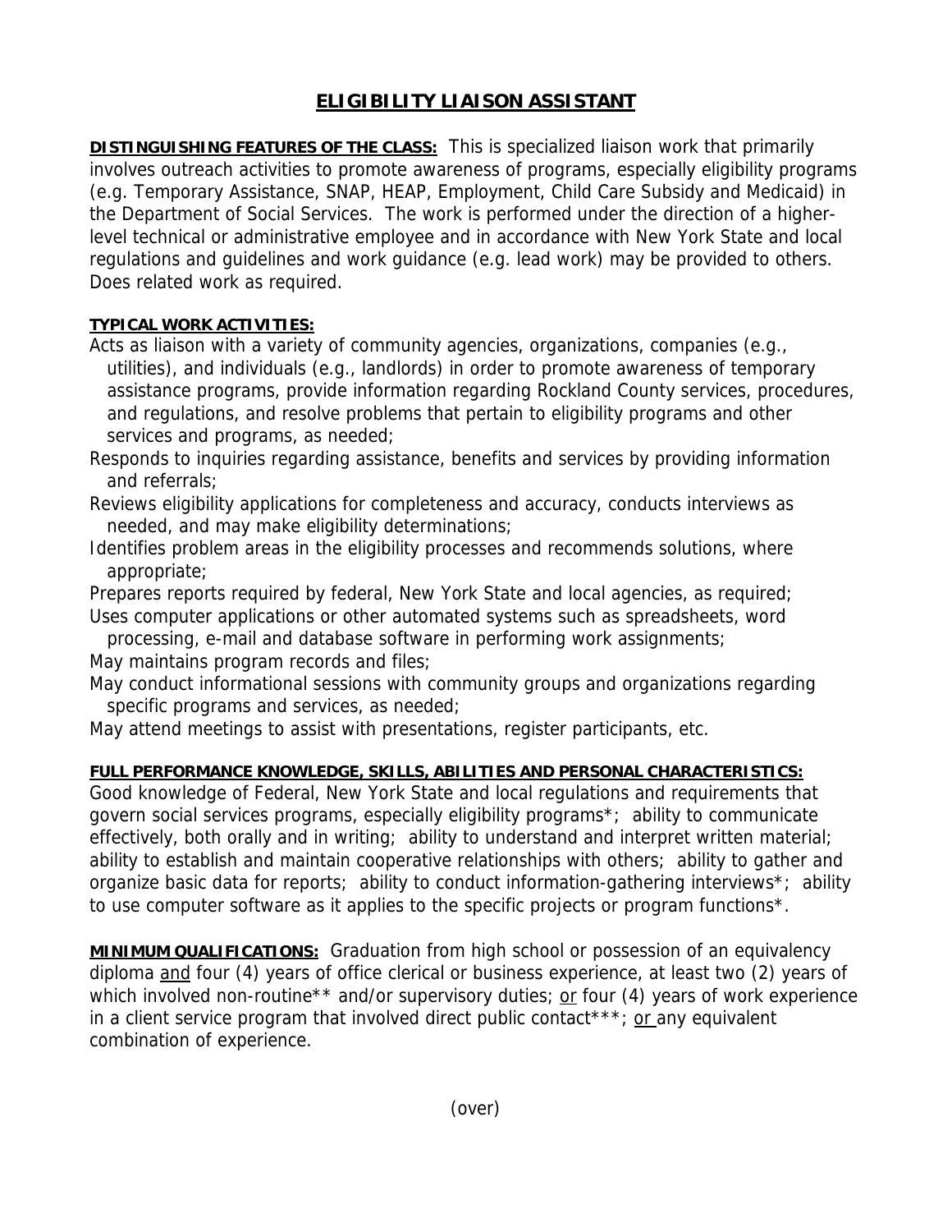# ELIGIBILITY LIAISON ASSISTANT

**DISTINGUISHING FEATURES OF THE CLASS:** This is specialized liaison work that primarily involves outreach activities to promote awareness of programs, especially eligibility programs (e.g. Temporary Assistance, SNAP, HEAP, Employment, Child Care Subsidy and Medicaid) in the Department of Social Services. The work is performed under the direction of a higher-level technical or administrative employee and in accordance with New York State and local regulations and guidelines and work guidance (e.g. lead work) may be provided to others. Does related work as required.

**TYPICAL WORK ACTIVITIES:**

Acts as liaison with a variety of community agencies, organizations, companies (e.g., utilities), and individuals (e.g., landlords) in order to promote awareness of temporary assistance programs, provide information regarding Rockland County services, procedures, and regulations, and resolve problems that pertain to eligibility programs and other services and programs, as needed;

Responds to inquiries regarding assistance, benefits and services by providing information and referrals;

Reviews eligibility applications for completeness and accuracy, conducts interviews as needed, and may make eligibility determinations;

Identifies problem areas in the eligibility processes and recommends solutions, where appropriate;

Prepares reports required by federal, New York State and local agencies, as required;

Uses computer applications or other automated systems such as spreadsheets, word processing, e-mail and database software in performing work assignments;

May maintains program records and files;

May conduct informational sessions with community groups and organizations regarding specific programs and services, as needed;

May attend meetings to assist with presentations, register participants, etc.

**FULL PERFORMANCE KNOWLEDGE, SKILLS, ABILITIES AND PERSONAL CHARACTERISTICS:**
Good knowledge of Federal, New York State and local regulations and requirements that govern social services programs, especially eligibility programs*; ability to communicate effectively, both orally and in writing; ability to understand and interpret written material; ability to establish and maintain cooperative relationships with others; ability to gather and organize basic data for reports; ability to conduct information-gathering interviews*; ability to use computer software as it applies to the specific projects or program functions*.

**MINIMUM QUALIFICATIONS:** Graduation from high school or possession of an equivalency diploma and four (4) years of office clerical or business experience, at least two (2) years of which involved non-routine** and/or supervisory duties; or four (4) years of work experience in a client service program that involved direct public contact***; or any equivalent combination of experience.

(over)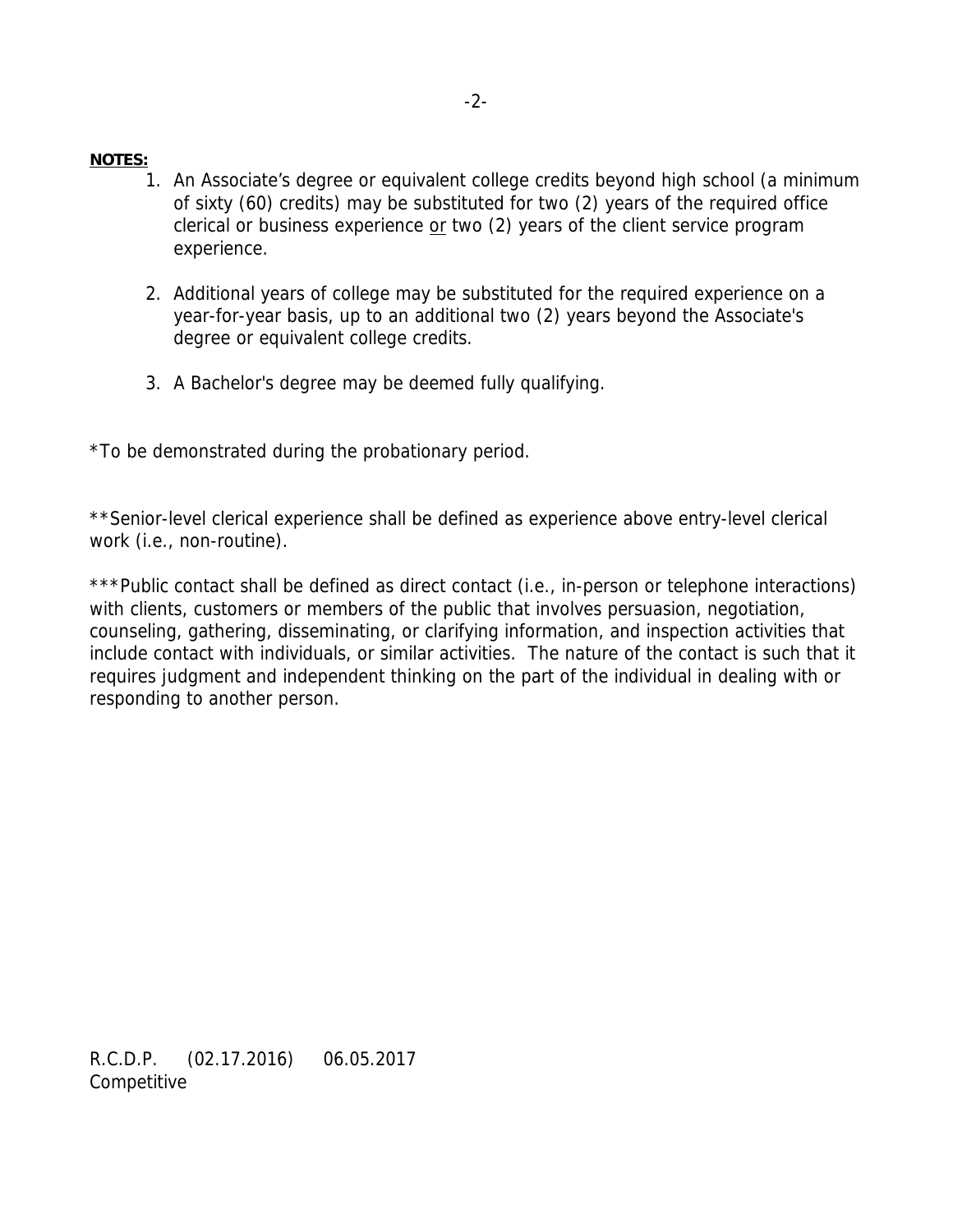**NOTES:**

1. An Associate's degree or equivalent college credits beyond high school (a minimum of sixty (60) credits) may be substituted for two (2) years of the required office clerical or business experience <u>or</u> two (2) years of the client service program experience.

2. Additional years of college may be substituted for the required experience on a year-for-year basis, up to an additional two (2) years beyond the Associate's degree or equivalent college credits.

3. A Bachelor's degree may be deemed fully qualifying.

*To be demonstrated during the probationary period.

**Senior-level clerical experience shall be defined as experience above entry-level clerical work (i.e., non-routine).

***Public contact shall be defined as direct contact (i.e., in-person or telephone interactions) with clients, customers or members of the public that involves persuasion, negotiation, counseling, gathering, disseminating, or clarifying information, and inspection activities that include contact with individuals, or similar activities. The nature of the contact is such that it requires judgment and independent thinking on the part of the individual in dealing with or responding to another person.

R.C.D.P. (02.17.2016) 06.05.2017
Competitive